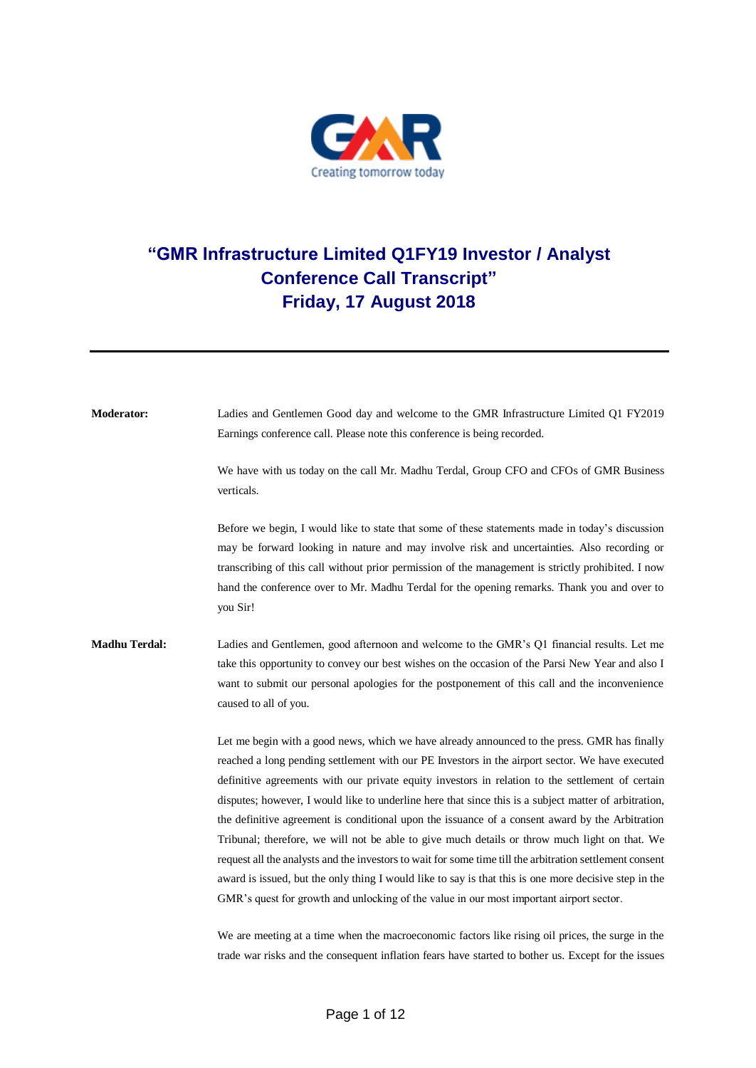# "GMR Infrastructure Limited Q1FY19 Investor / Analyst Conference Call Transcript"

## Friday, 17 August 2018

---

**Moderator:** Ladies and Gentlemen Good day and welcome to the GMR Infrastructure Limited Q1 FY2019 Earnings conference call. Please note this conference is being recorded.

We have with us today on the call Mr. Madhu Terdal, Group CFO and CFOs of GMR Business verticals.

Before we begin, I would like to state that some of these statements made in today's discussion may be forward looking in nature and may involve risk and uncertainties. Also recording or transcribing of this call without prior permission of the management is strictly prohibited. I now hand the conference over to Mr. Madhu Terdal for the opening remarks. Thank you and over to you Sir!

**Madhu Terdal:** Ladies and Gentlemen, good afternoon and welcome to the GMR's Q1 financial results. Let me take this opportunity to convey our best wishes on the occasion of the Parsi New Year and also I want to submit our personal apologies for the postponement of this call and the inconvenience caused to all of you.

Let me begin with a good news, which we have already announced to the press. GMR has finally reached a long pending settlement with our PE Investors in the airport sector. We have executed definitive agreements with our private equity investors in relation to the settlement of certain disputes; however, I would like to underline here that since this is a subject matter of arbitration, the definitive agreement is conditional upon the issuance of a consent award by the Arbitration Tribunal; therefore, we will not be able to give much details or throw much light on that. We request all the analysts and the investors to wait for some time till the arbitration settlement consent award is issued, but the only thing I would like to say is that this is one more decisive step in the GMR's quest for growth and unlocking of the value in our most important airport sector.

We are meeting at a time when the macroeconomic factors like rising oil prices, the surge in the trade war risks and the consequent inflation fears have started to bother us. Except for the issues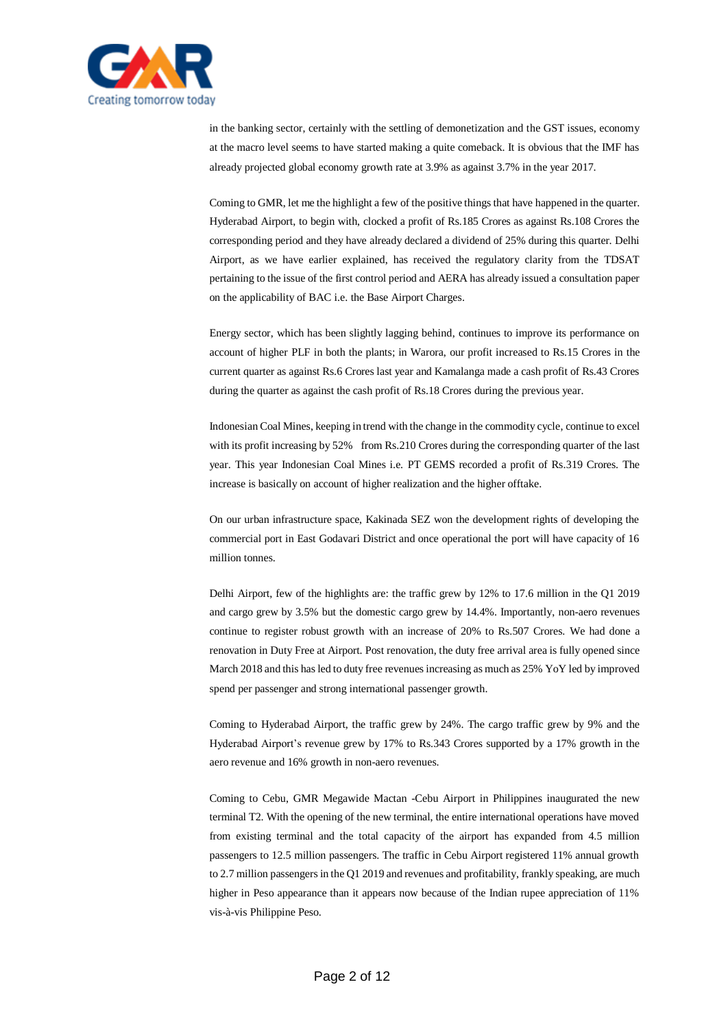in the banking sector, certainly with the settling of demonetization and the GST issues, economy at the macro level seems to have started making a quite comeback. It is obvious that the IMF has already projected global economy growth rate at 3.9% as against 3.7% in the year 2017.

Coming to GMR, let me the highlight a few of the positive things that have happened in the quarter. Hyderabad Airport, to begin with, clocked a profit of Rs.185 Crores as against Rs.108 Crores the corresponding period and they have already declared a dividend of 25% during this quarter. Delhi Airport, as we have earlier explained, has received the regulatory clarity from the TDSAT pertaining to the issue of the first control period and AERA has already issued a consultation paper on the applicability of BAC i.e. the Base Airport Charges.

Energy sector, which has been slightly lagging behind, continues to improve its performance on account of higher PLF in both the plants; in Warora, our profit increased to Rs.15 Crores in the current quarter as against Rs.6 Crores last year and Kamalanga made a cash profit of Rs.43 Crores during the quarter as against the cash profit of Rs.18 Crores during the previous year.

Indonesian Coal Mines, keeping in trend with the change in the commodity cycle, continue to excel with its profit increasing by 52% from Rs.210 Crores during the corresponding quarter of the last year. This year Indonesian Coal Mines i.e. PT GEMS recorded a profit of Rs.319 Crores. The increase is basically on account of higher realization and the higher offtake.

On our urban infrastructure space, Kakinada SEZ won the development rights of developing the commercial port in East Godavari District and once operational the port will have capacity of 16 million tonnes.

Delhi Airport, few of the highlights are: the traffic grew by 12% to 17.6 million in the Q1 2019 and cargo grew by 3.5% but the domestic cargo grew by 14.4%. Importantly, non-aero revenues continue to register robust growth with an increase of 20% to Rs.507 Crores. We had done a renovation in Duty Free at Airport. Post renovation, the duty free arrival area is fully opened since March 2018 and this has led to duty free revenues increasing as much as 25% YoY led by improved spend per passenger and strong international passenger growth.

Coming to Hyderabad Airport, the traffic grew by 24%. The cargo traffic grew by 9% and the Hyderabad Airport's revenue grew by 17% to Rs.343 Crores supported by a 17% growth in the aero revenue and 16% growth in non-aero revenues.

Coming to Cebu, GMR Megawide Mactan -Cebu Airport in Philippines inaugurated the new terminal T2. With the opening of the new terminal, the entire international operations have moved from existing terminal and the total capacity of the airport has expanded from 4.5 million passengers to 12.5 million passengers. The traffic in Cebu Airport registered 11% annual growth to 2.7 million passengers in the Q1 2019 and revenues and profitability, frankly speaking, are much higher in Peso appearance than it appears now because of the Indian rupee appreciation of 11% vis-à-vis Philippine Peso.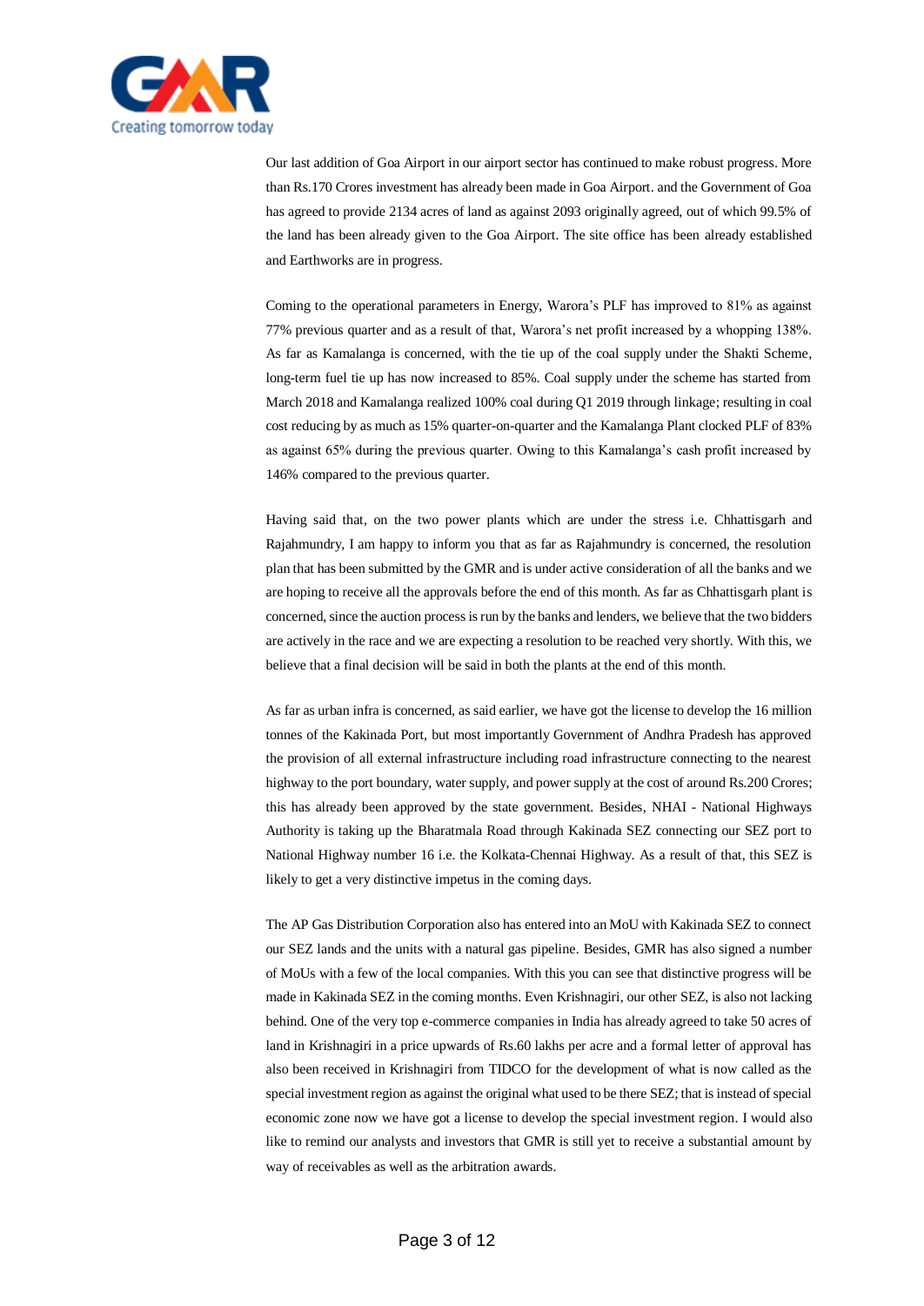Our last addition of Goa Airport in our airport sector has continued to make robust progress. More than Rs.170 Crores investment has already been made in Goa Airport. and the Government of Goa has agreed to provide 2134 acres of land as against 2093 originally agreed, out of which 99.5% of the land has been already given to the Goa Airport. The site office has been already established and Earthworks are in progress.

Coming to the operational parameters in Energy, Warora's PLF has improved to 81% as against 77% previous quarter and as a result of that, Warora's net profit increased by a whopping 138%. As far as Kamalanga is concerned, with the tie up of the coal supply under the Shakti Scheme, long-term fuel tie up has now increased to 85%. Coal supply under the scheme has started from March 2018 and Kamalanga realized 100% coal during Q1 2019 through linkage; resulting in coal cost reducing by as much as 15% quarter-on-quarter and the Kamalanga Plant clocked PLF of 83% as against 65% during the previous quarter. Owing to this Kamalanga's cash profit increased by 146% compared to the previous quarter.

Having said that, on the two power plants which are under the stress i.e. Chhattisgarh and Rajahmundry, I am happy to inform you that as far as Rajahmundry is concerned, the resolution plan that has been submitted by the GMR and is under active consideration of all the banks and we are hoping to receive all the approvals before the end of this month. As far as Chhattisgarh plant is concerned, since the auction process is run by the banks and lenders, we believe that the two bidders are actively in the race and we are expecting a resolution to be reached very shortly. With this, we believe that a final decision will be said in both the plants at the end of this month.

As far as urban infra is concerned, as said earlier, we have got the license to develop the 16 million tonnes of the Kakinada Port, but most importantly Government of Andhra Pradesh has approved the provision of all external infrastructure including road infrastructure connecting to the nearest highway to the port boundary, water supply, and power supply at the cost of around Rs.200 Crores; this has already been approved by the state government. Besides, NHAI - National Highways Authority is taking up the Bharatmala Road through Kakinada SEZ connecting our SEZ port to National Highway number 16 i.e. the Kolkata-Chennai Highway. As a result of that, this SEZ is likely to get a very distinctive impetus in the coming days.

The AP Gas Distribution Corporation also has entered into an MoU with Kakinada SEZ to connect our SEZ lands and the units with a natural gas pipeline. Besides, GMR has also signed a number of MoUs with a few of the local companies. With this you can see that distinctive progress will be made in Kakinada SEZ in the coming months. Even Krishnagiri, our other SEZ, is also not lacking behind. One of the very top e-commerce companies in India has already agreed to take 50 acres of land in Krishnagiri in a price upwards of Rs.60 lakhs per acre and a formal letter of approval has also been received in Krishnagiri from TIDCO for the development of what is now called as the special investment region as against the original what used to be there SEZ; that is instead of special economic zone now we have got a license to develop the special investment region. I would also like to remind our analysts and investors that GMR is still yet to receive a substantial amount by way of receivables as well as the arbitration awards.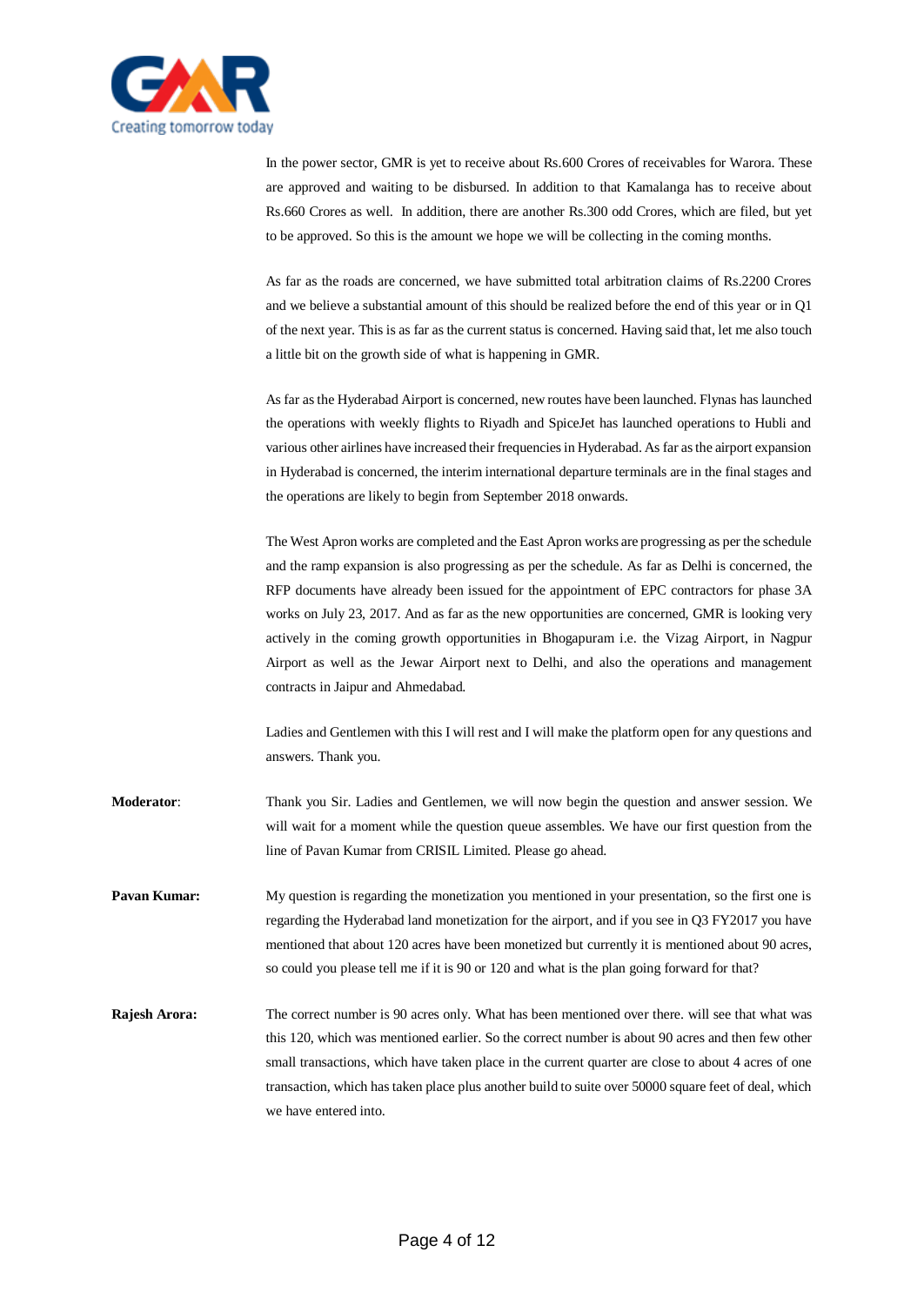In the power sector, GMR is yet to receive about Rs.600 Crores of receivables for Warora. These are approved and waiting to be disbursed. In addition to that Kamalanga has to receive about Rs.660 Crores as well. In addition, there are another Rs.300 odd Crores, which are filed, but yet to be approved. So this is the amount we hope we will be collecting in the coming months.

As far as the roads are concerned, we have submitted total arbitration claims of Rs.2200 Crores and we believe a substantial amount of this should be realized before the end of this year or in Q1 of the next year. This is as far as the current status is concerned. Having said that, let me also touch a little bit on the growth side of what is happening in GMR.

As far as the Hyderabad Airport is concerned, new routes have been launched. Flynas has launched the operations with weekly flights to Riyadh and SpiceJet has launched operations to Hubli and various other airlines have increased their frequencies in Hyderabad. As far as the airport expansion in Hyderabad is concerned, the interim international departure terminals are in the final stages and the operations are likely to begin from September 2018 onwards.

The West Apron works are completed and the East Apron works are progressing as per the schedule and the ramp expansion is also progressing as per the schedule. As far as Delhi is concerned, the RFP documents have already been issued for the appointment of EPC contractors for phase 3A works on July 23, 2017. And as far as the new opportunities are concerned, GMR is looking very actively in the coming growth opportunities in Bhogapuram i.e. the Vizag Airport, in Nagpur Airport as well as the Jewar Airport next to Delhi, and also the operations and management contracts in Jaipur and Ahmedabad.

Ladies and Gentlemen with this I will rest and I will make the platform open for any questions and answers. Thank you.

**Moderator**: Thank you Sir. Ladies and Gentlemen, we will now begin the question and answer session. We will wait for a moment while the question queue assembles. We have our first question from the line of Pavan Kumar from CRISIL Limited. Please go ahead.

**Pavan Kumar:** My question is regarding the monetization you mentioned in your presentation, so the first one is regarding the Hyderabad land monetization for the airport, and if you see in Q3 FY2017 you have mentioned that about 120 acres have been monetized but currently it is mentioned about 90 acres, so could you please tell me if it is 90 or 120 and what is the plan going forward for that?

**Rajesh Arora:** The correct number is 90 acres only. What has been mentioned over there. will see that what was this 120, which was mentioned earlier. So the correct number is about 90 acres and then few other small transactions, which have taken place in the current quarter are close to about 4 acres of one transaction, which has taken place plus another build to suite over 50000 square feet of deal, which we have entered into.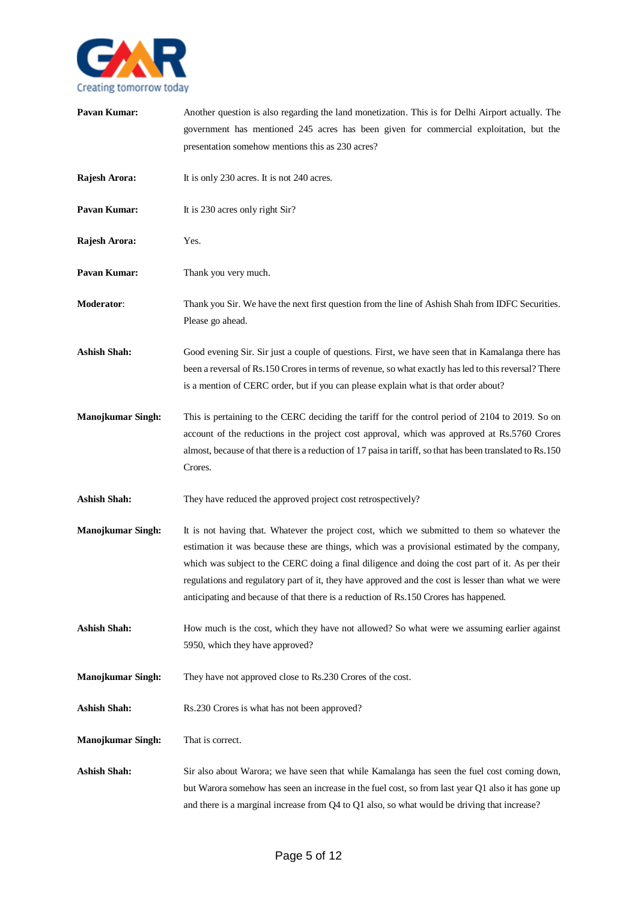**Pavan Kumar:** Another question is also regarding the land monetization. This is for Delhi Airport actually. The government has mentioned 245 acres has been given for commercial exploitation, but the presentation somehow mentions this as 230 acres?

**Rajesh Arora:** It is only 230 acres. It is not 240 acres.

**Pavan Kumar:** It is 230 acres only right Sir?

**Rajesh Arora:** Yes.

**Pavan Kumar:** Thank you very much.

**Moderator**: Thank you Sir. We have the next first question from the line of Ashish Shah from IDFC Securities. Please go ahead.

**Ashish Shah:** Good evening Sir. Sir just a couple of questions. First, we have seen that in Kamalanga there has been a reversal of Rs.150 Crores in terms of revenue, so what exactly has led to this reversal? There is a mention of CERC order, but if you can please explain what is that order about?

**Manojkumar Singh:** This is pertaining to the CERC deciding the tariff for the control period of 2104 to 2019. So on account of the reductions in the project cost approval, which was approved at Rs.5760 Crores almost, because of that there is a reduction of 17 paisa in tariff, so that has been translated to Rs.150 Crores.

**Ashish Shah:** They have reduced the approved project cost retrospectively?

**Manojkumar Singh:** It is not having that. Whatever the project cost, which we submitted to them so whatever the estimation it was because these are things, which was a provisional estimated by the company, which was subject to the CERC doing a final diligence and doing the cost part of it. As per their regulations and regulatory part of it, they have approved and the cost is lesser than what we were anticipating and because of that there is a reduction of Rs.150 Crores has happened.

**Ashish Shah:** How much is the cost, which they have not allowed? So what were we assuming earlier against 5950, which they have approved?

**Manojkumar Singh:** They have not approved close to Rs.230 Crores of the cost.

**Ashish Shah:** Rs.230 Crores is what has not been approved?

**Manojkumar Singh:** That is correct.

**Ashish Shah:** Sir also about Warora; we have seen that while Kamalanga has seen the fuel cost coming down, but Warora somehow has seen an increase in the fuel cost, so from last year Q1 also it has gone up and there is a marginal increase from Q4 to Q1 also, so what would be driving that increase?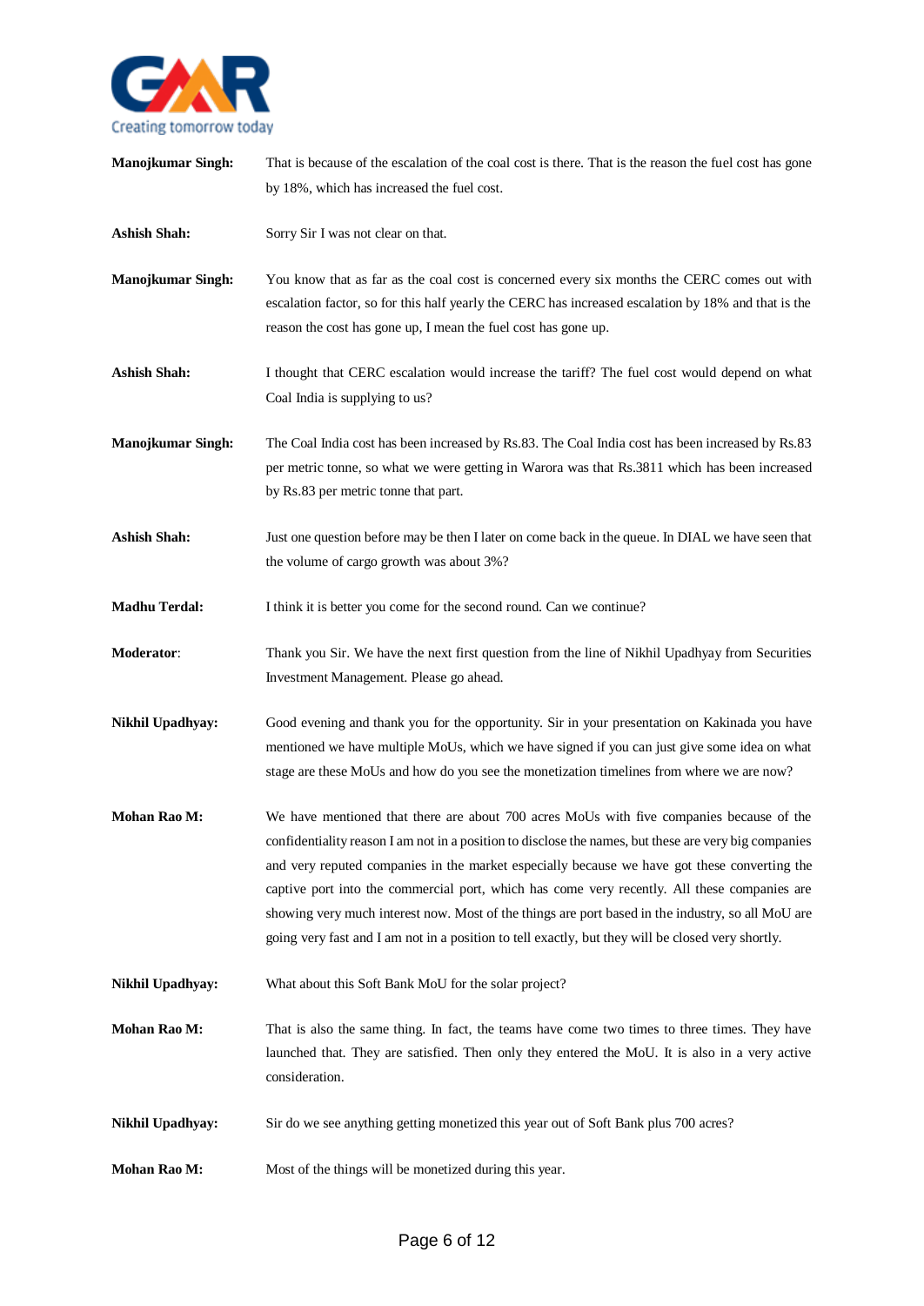**Manojkumar Singh:** That is because of the escalation of the coal cost is there. That is the reason the fuel cost has gone by 18%, which has increased the fuel cost.

**Ashish Shah:** Sorry Sir I was not clear on that.

**Manojkumar Singh:** You know that as far as the coal cost is concerned every six months the CERC comes out with escalation factor, so for this half yearly the CERC has increased escalation by 18% and that is the reason the cost has gone up, I mean the fuel cost has gone up.

**Ashish Shah:** I thought that CERC escalation would increase the tariff? The fuel cost would depend on what Coal India is supplying to us?

**Manojkumar Singh:** The Coal India cost has been increased by Rs.83. The Coal India cost has been increased by Rs.83 per metric tonne, so what we were getting in Warora was that Rs.3811 which has been increased by Rs.83 per metric tonne that part.

**Ashish Shah:** Just one question before may be then I later on come back in the queue. In DIAL we have seen that the volume of cargo growth was about 3%?

**Madhu Terdal:** I think it is better you come for the second round. Can we continue?

**Moderator**: Thank you Sir. We have the next first question from the line of Nikhil Upadhyay from Securities Investment Management. Please go ahead.

**Nikhil Upadhyay:** Good evening and thank you for the opportunity. Sir in your presentation on Kakinada you have mentioned we have multiple MoUs, which we have signed if you can just give some idea on what stage are these MoUs and how do you see the monetization timelines from where we are now?

**Mohan Rao M:** We have mentioned that there are about 700 acres MoUs with five companies because of the confidentiality reason I am not in a position to disclose the names, but these are very big companies and very reputed companies in the market especially because we have got these converting the captive port into the commercial port, which has come very recently. All these companies are showing very much interest now. Most of the things are port based in the industry, so all MoU are going very fast and I am not in a position to tell exactly, but they will be closed very shortly.

**Nikhil Upadhyay:** What about this Soft Bank MoU for the solar project?

**Mohan Rao M:** That is also the same thing. In fact, the teams have come two times to three times. They have launched that. They are satisfied. Then only they entered the MoU. It is also in a very active consideration.

**Nikhil Upadhyay:** Sir do we see anything getting monetized this year out of Soft Bank plus 700 acres?

**Mohan Rao M:** Most of the things will be monetized during this year.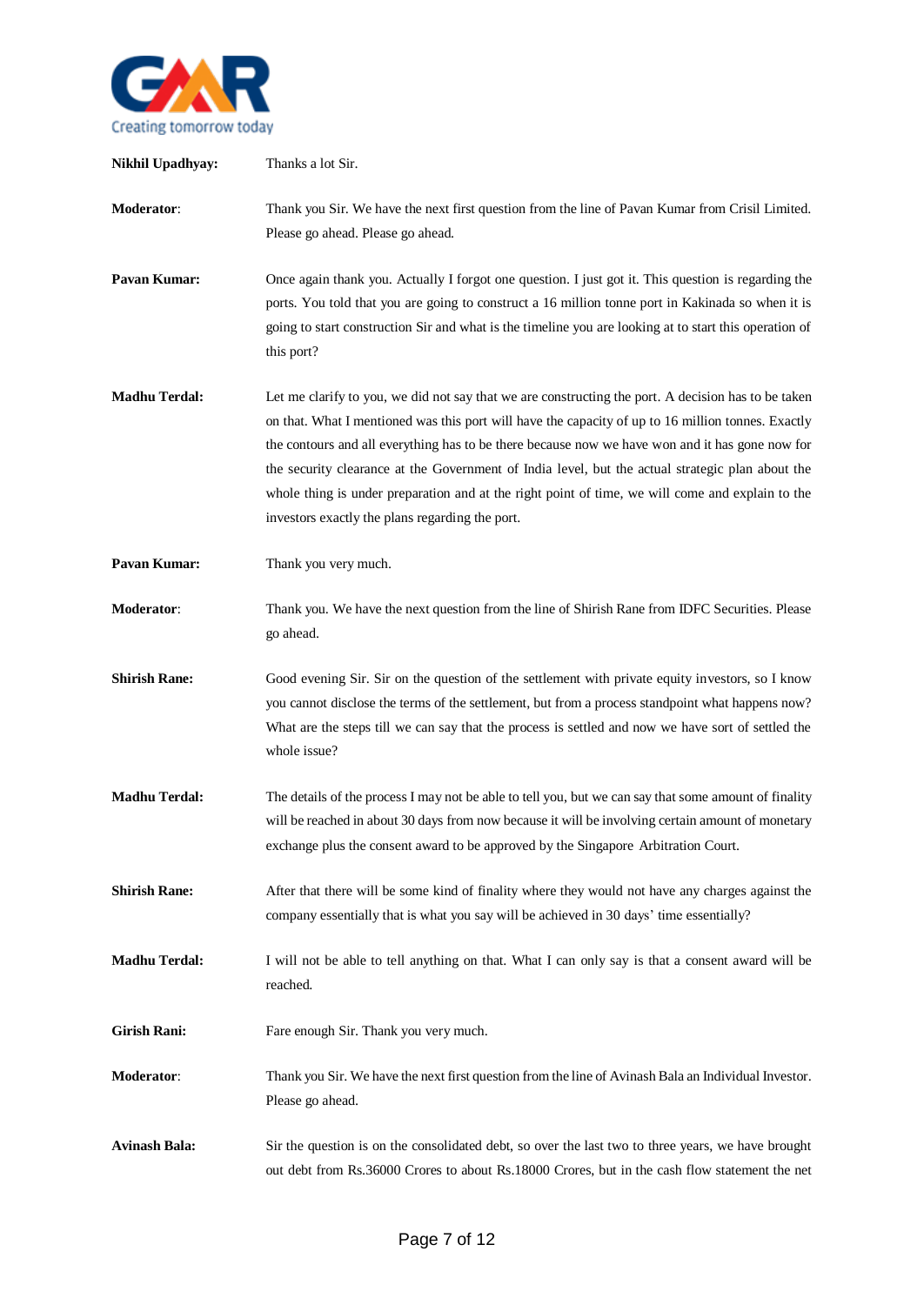**Nikhil Upadhyay:** Thanks a lot Sir.

**Moderator**: Thank you Sir. We have the next first question from the line of Pavan Kumar from Crisil Limited. Please go ahead. Please go ahead.

**Pavan Kumar:** Once again thank you. Actually I forgot one question. I just got it. This question is regarding the ports. You told that you are going to construct a 16 million tonne port in Kakinada so when it is going to start construction Sir and what is the timeline you are looking at to start this operation of this port?

**Madhu Terdal:** Let me clarify to you, we did not say that we are constructing the port. A decision has to be taken on that. What I mentioned was this port will have the capacity of up to 16 million tonnes. Exactly the contours and all everything has to be there because now we have won and it has gone now for the security clearance at the Government of India level, but the actual strategic plan about the whole thing is under preparation and at the right point of time, we will come and explain to the investors exactly the plans regarding the port.

**Pavan Kumar:** Thank you very much.

**Moderator**: Thank you. We have the next question from the line of Shirish Rane from IDFC Securities. Please go ahead.

**Shirish Rane:** Good evening Sir. Sir on the question of the settlement with private equity investors, so I know you cannot disclose the terms of the settlement, but from a process standpoint what happens now? What are the steps till we can say that the process is settled and now we have sort of settled the whole issue?

**Madhu Terdal:** The details of the process I may not be able to tell you, but we can say that some amount of finality will be reached in about 30 days from now because it will be involving certain amount of monetary exchange plus the consent award to be approved by the Singapore Arbitration Court.

**Shirish Rane:** After that there will be some kind of finality where they would not have any charges against the company essentially that is what you say will be achieved in 30 days' time essentially?

**Madhu Terdal:** I will not be able to tell anything on that. What I can only say is that a consent award will be reached.

**Girish Rani:** Fare enough Sir. Thank you very much.

**Moderator**: Thank you Sir. We have the next first question from the line of Avinash Bala an Individual Investor. Please go ahead.

**Avinash Bala:** Sir the question is on the consolidated debt, so over the last two to three years, we have brought out debt from Rs.36000 Crores to about Rs.18000 Crores, but in the cash flow statement the net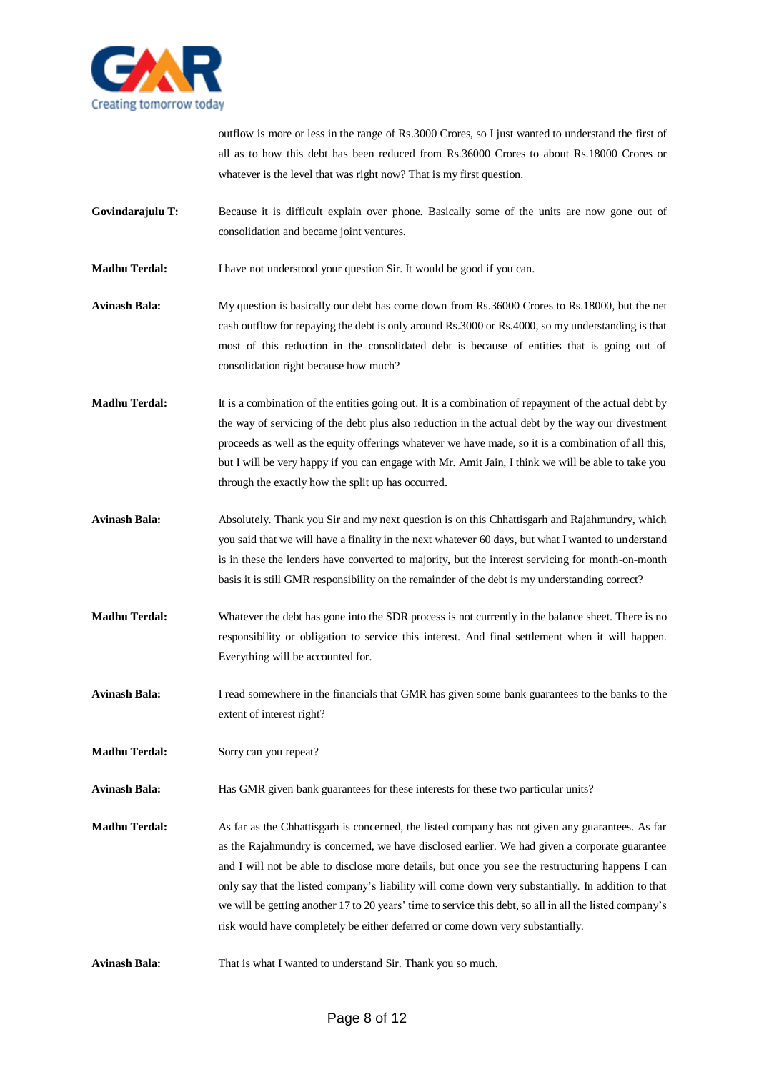outflow is more or less in the range of Rs.3000 Crores, so I just wanted to understand the first of all as to how this debt has been reduced from Rs.36000 Crores to about Rs.18000 Crores or whatever is the level that was right now? That is my first question.

**Govindarajulu T:** Because it is difficult explain over phone. Basically some of the units are now gone out of consolidation and became joint ventures.

**Madhu Terdal:** I have not understood your question Sir. It would be good if you can.

**Avinash Bala:** My question is basically our debt has come down from Rs.36000 Crores to Rs.18000, but the net cash outflow for repaying the debt is only around Rs.3000 or Rs.4000, so my understanding is that most of this reduction in the consolidated debt is because of entities that is going out of consolidation right because how much?

**Madhu Terdal:** It is a combination of the entities going out. It is a combination of repayment of the actual debt by the way of servicing of the debt plus also reduction in the actual debt by the way our divestment proceeds as well as the equity offerings whatever we have made, so it is a combination of all this, but I will be very happy if you can engage with Mr. Amit Jain, I think we will be able to take you through the exactly how the split up has occurred.

**Avinash Bala:** Absolutely. Thank you Sir and my next question is on this Chhattisgarh and Rajahmundry, which you said that we will have a finality in the next whatever 60 days, but what I wanted to understand is in these the lenders have converted to majority, but the interest servicing for month-on-month basis it is still GMR responsibility on the remainder of the debt is my understanding correct?

**Madhu Terdal:** Whatever the debt has gone into the SDR process is not currently in the balance sheet. There is no responsibility or obligation to service this interest. And final settlement when it will happen. Everything will be accounted for.

**Avinash Bala:** I read somewhere in the financials that GMR has given some bank guarantees to the banks to the extent of interest right?

**Madhu Terdal:** Sorry can you repeat?

**Avinash Bala:** Has GMR given bank guarantees for these interests for these two particular units?

**Madhu Terdal:** As far as the Chhattisgarh is concerned, the listed company has not given any guarantees. As far as the Rajahmundry is concerned, we have disclosed earlier. We had given a corporate guarantee and I will not be able to disclose more details, but once you see the restructuring happens I can only say that the listed company's liability will come down very substantially. In addition to that we will be getting another 17 to 20 years' time to service this debt, so all in all the listed company's risk would have completely be either deferred or come down very substantially.

**Avinash Bala:** That is what I wanted to understand Sir. Thank you so much.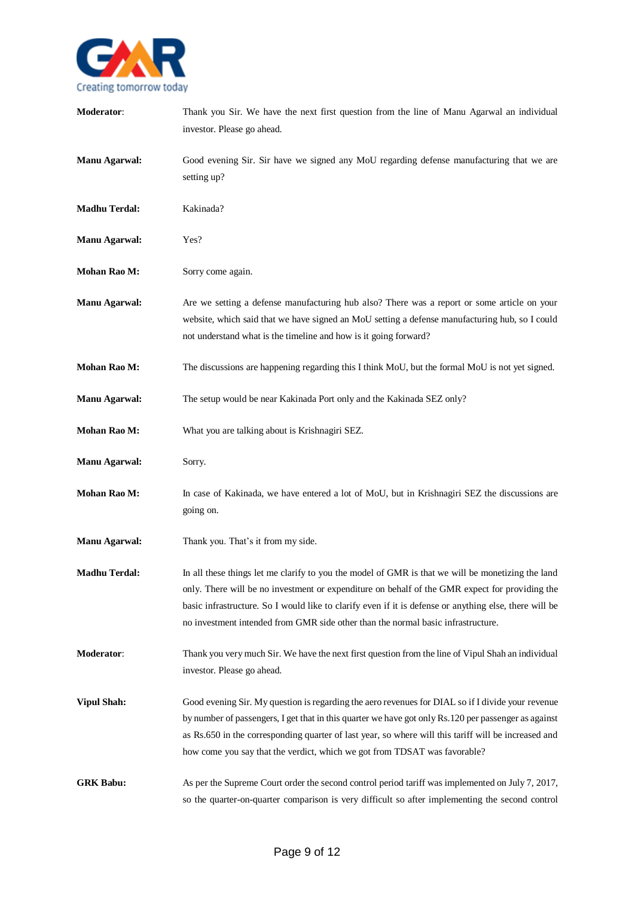**Moderator**: Thank you Sir. We have the next first question from the line of Manu Agarwal an individual investor. Please go ahead.

**Manu Agarwal:** Good evening Sir. Sir have we signed any MoU regarding defense manufacturing that we are setting up?

**Madhu Terdal:** Kakinada?

**Manu Agarwal:** Yes?

**Mohan Rao M:** Sorry come again.

**Manu Agarwal:** Are we setting a defense manufacturing hub also? There was a report or some article on your website, which said that we have signed an MoU setting a defense manufacturing hub, so I could not understand what is the timeline and how is it going forward?

**Mohan Rao M:** The discussions are happening regarding this I think MoU, but the formal MoU is not yet signed.

**Manu Agarwal:** The setup would be near Kakinada Port only and the Kakinada SEZ only?

**Mohan Rao M:** What you are talking about is Krishnagiri SEZ.

**Manu Agarwal:** Sorry.

**Mohan Rao M:** In case of Kakinada, we have entered a lot of MoU, but in Krishnagiri SEZ the discussions are going on.

**Manu Agarwal:** Thank you. That's it from my side.

**Madhu Terdal:** In all these things let me clarify to you the model of GMR is that we will be monetizing the land only. There will be no investment or expenditure on behalf of the GMR expect for providing the basic infrastructure. So I would like to clarify even if it is defense or anything else, there will be no investment intended from GMR side other than the normal basic infrastructure.

**Moderator**: Thank you very much Sir. We have the next first question from the line of Vipul Shah an individual investor. Please go ahead.

**Vipul Shah:** Good evening Sir. My question is regarding the aero revenues for DIAL so if I divide your revenue by number of passengers, I get that in this quarter we have got only Rs.120 per passenger as against as Rs.650 in the corresponding quarter of last year, so where will this tariff will be increased and how come you say that the verdict, which we got from TDSAT was favorable?

**GRK Babu:** As per the Supreme Court order the second control period tariff was implemented on July 7, 2017, so the quarter-on-quarter comparison is very difficult so after implementing the second control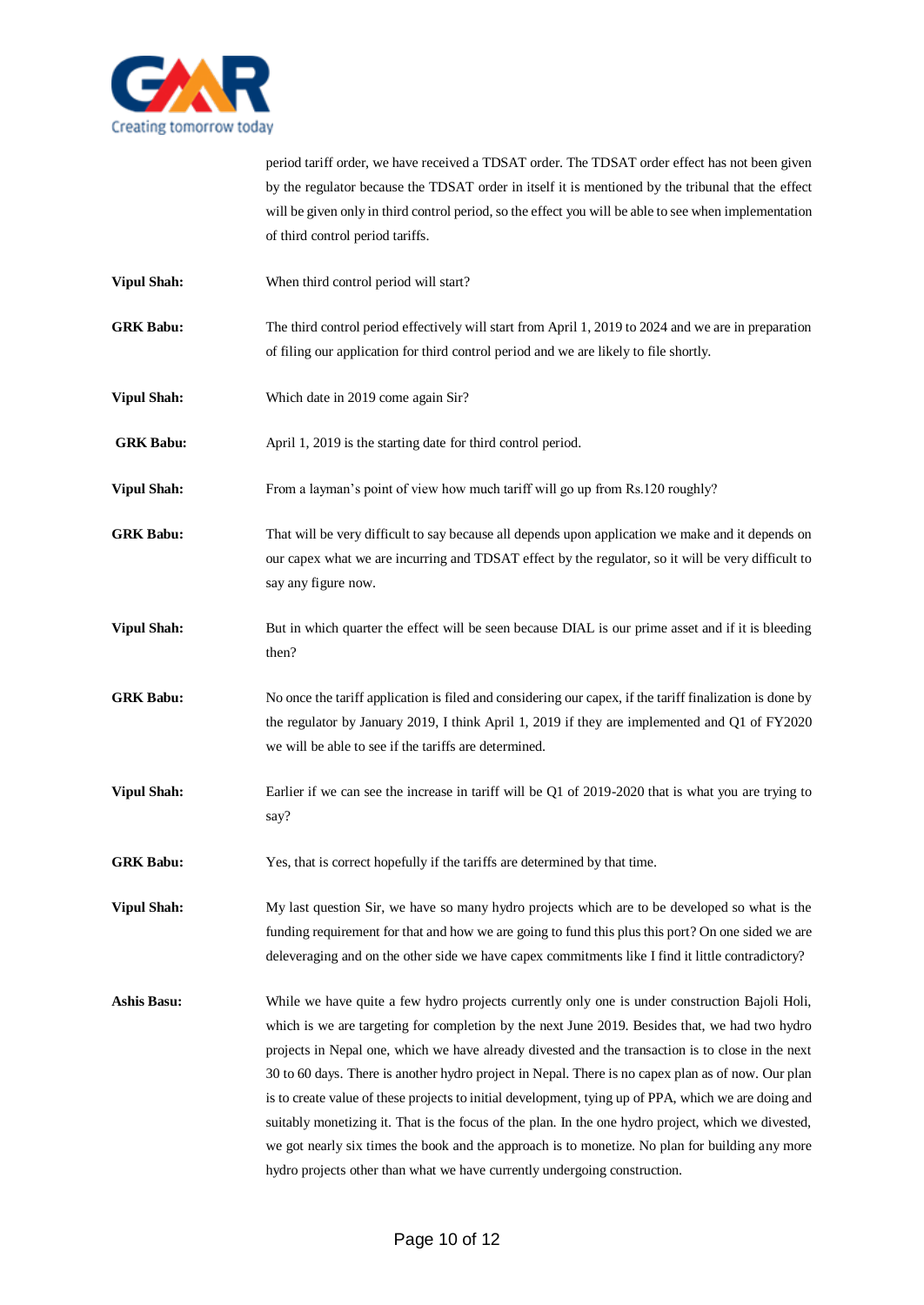period tariff order, we have received a TDSAT order. The TDSAT order effect has not been given by the regulator because the TDSAT order in itself it is mentioned by the tribunal that the effect will be given only in third control period, so the effect you will be able to see when implementation of third control period tariffs.

**Vipul Shah:** When third control period will start?

**GRK Babu:** The third control period effectively will start from April 1, 2019 to 2024 and we are in preparation of filing our application for third control period and we are likely to file shortly.

**Vipul Shah:** Which date in 2019 come again Sir?

**GRK Babu:** April 1, 2019 is the starting date for third control period.

**Vipul Shah:** From a layman's point of view how much tariff will go up from Rs.120 roughly?

**GRK Babu:** That will be very difficult to say because all depends upon application we make and it depends on our capex what we are incurring and TDSAT effect by the regulator, so it will be very difficult to say any figure now.

**Vipul Shah:** But in which quarter the effect will be seen because DIAL is our prime asset and if it is bleeding then?

**GRK Babu:** No once the tariff application is filed and considering our capex, if the tariff finalization is done by the regulator by January 2019, I think April 1, 2019 if they are implemented and Q1 of FY2020 we will be able to see if the tariffs are determined.

**Vipul Shah:** Earlier if we can see the increase in tariff will be Q1 of 2019-2020 that is what you are trying to say?

**GRK Babu:** Yes, that is correct hopefully if the tariffs are determined by that time.

**Vipul Shah:** My last question Sir, we have so many hydro projects which are to be developed so what is the funding requirement for that and how we are going to fund this plus this port? On one sided we are deleveraging and on the other side we have capex commitments like I find it little contradictory?

**Ashis Basu:** While we have quite a few hydro projects currently only one is under construction Bajoli Holi, which is we are targeting for completion by the next June 2019. Besides that, we had two hydro projects in Nepal one, which we have already divested and the transaction is to close in the next 30 to 60 days. There is another hydro project in Nepal. There is no capex plan as of now. Our plan is to create value of these projects to initial development, tying up of PPA, which we are doing and suitably monetizing it. That is the focus of the plan. In the one hydro project, which we divested, we got nearly six times the book and the approach is to monetize. No plan for building any more hydro projects other than what we have currently undergoing construction.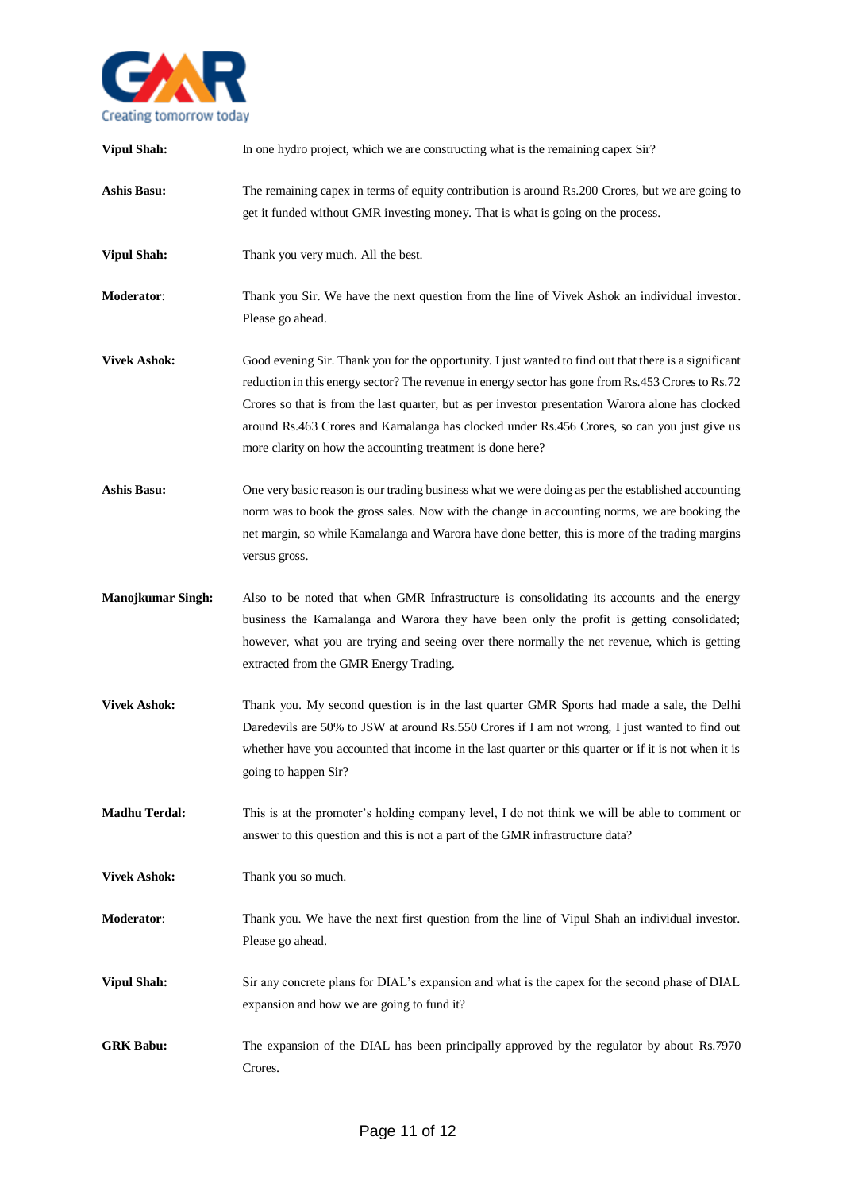**Vipul Shah:** In one hydro project, which we are constructing what is the remaining capex Sir?

**Ashis Basu:** The remaining capex in terms of equity contribution is around Rs.200 Crores, but we are going to get it funded without GMR investing money. That is what is going on the process.

**Vipul Shah:** Thank you very much. All the best.

**Moderator**: Thank you Sir. We have the next question from the line of Vivek Ashok an individual investor. Please go ahead.

**Vivek Ashok:** Good evening Sir. Thank you for the opportunity. I just wanted to find out that there is a significant reduction in this energy sector? The revenue in energy sector has gone from Rs.453 Crores to Rs.72 Crores so that is from the last quarter, but as per investor presentation Warora alone has clocked around Rs.463 Crores and Kamalanga has clocked under Rs.456 Crores, so can you just give us more clarity on how the accounting treatment is done here?

**Ashis Basu:** One very basic reason is our trading business what we were doing as per the established accounting norm was to book the gross sales. Now with the change in accounting norms, we are booking the net margin, so while Kamalanga and Warora have done better, this is more of the trading margins versus gross.

**Manojkumar Singh:** Also to be noted that when GMR Infrastructure is consolidating its accounts and the energy business the Kamalanga and Warora they have been only the profit is getting consolidated; however, what you are trying and seeing over there normally the net revenue, which is getting extracted from the GMR Energy Trading.

**Vivek Ashok:** Thank you. My second question is in the last quarter GMR Sports had made a sale, the Delhi Daredevils are 50% to JSW at around Rs.550 Crores if I am not wrong, I just wanted to find out whether have you accounted that income in the last quarter or this quarter or if it is not when it is going to happen Sir?

**Madhu Terdal:** This is at the promoter's holding company level, I do not think we will be able to comment or answer to this question and this is not a part of the GMR infrastructure data?

**Vivek Ashok:** Thank you so much.

**Moderator**: Thank you. We have the next first question from the line of Vipul Shah an individual investor. Please go ahead.

**Vipul Shah:** Sir any concrete plans for DIAL's expansion and what is the capex for the second phase of DIAL expansion and how we are going to fund it?

**GRK Babu:** The expansion of the DIAL has been principally approved by the regulator by about Rs.7970 Crores.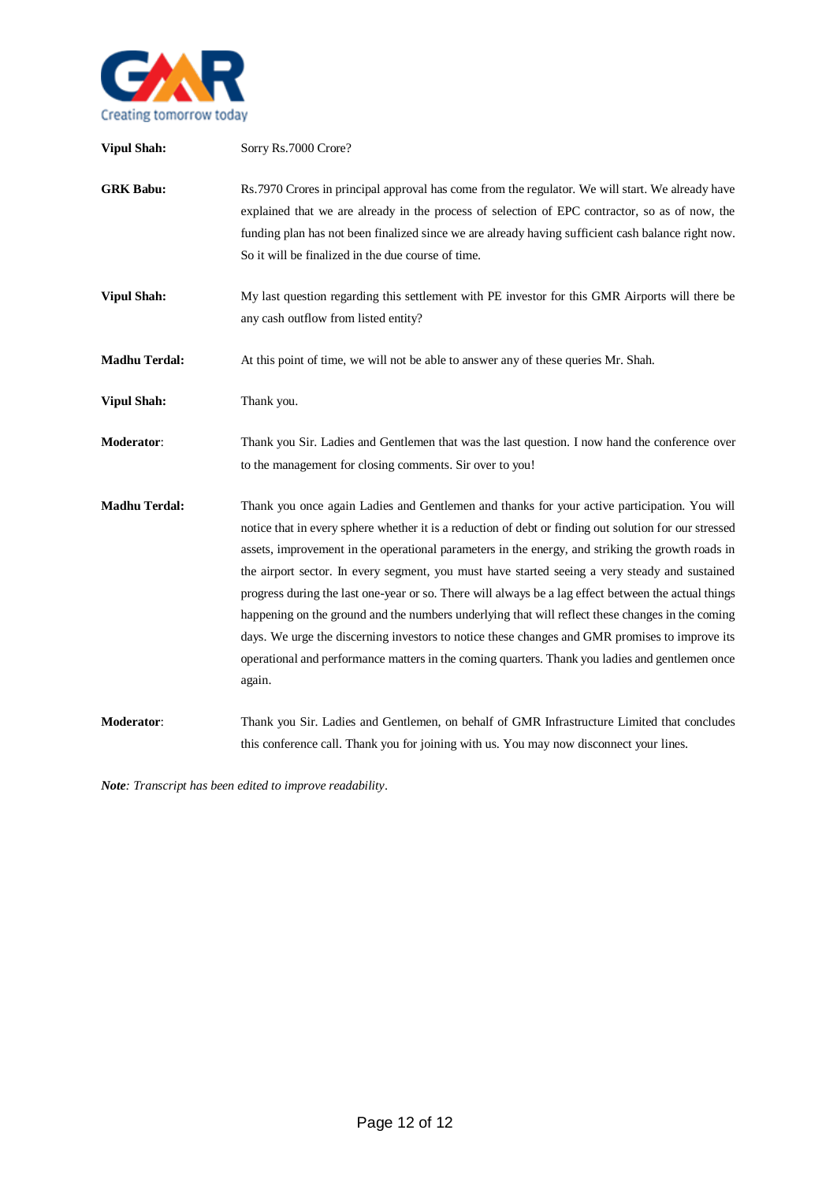**Vipul Shah:** Sorry Rs.7000 Crore?

**GRK Babu:** Rs.7970 Crores in principal approval has come from the regulator. We will start. We already have explained that we are already in the process of selection of EPC contractor, so as of now, the funding plan has not been finalized since we are already having sufficient cash balance right now. So it will be finalized in the due course of time.

**Vipul Shah:** My last question regarding this settlement with PE investor for this GMR Airports will there be any cash outflow from listed entity?

**Madhu Terdal:** At this point of time, we will not be able to answer any of these queries Mr. Shah.

**Vipul Shah:** Thank you.

**Moderator**: Thank you Sir. Ladies and Gentlemen that was the last question. I now hand the conference over to the management for closing comments. Sir over to you!

**Madhu Terdal:** Thank you once again Ladies and Gentlemen and thanks for your active participation. You will notice that in every sphere whether it is a reduction of debt or finding out solution for our stressed assets, improvement in the operational parameters in the energy, and striking the growth roads in the airport sector. In every segment, you must have started seeing a very steady and sustained progress during the last one-year or so. There will always be a lag effect between the actual things happening on the ground and the numbers underlying that will reflect these changes in the coming days. We urge the discerning investors to notice these changes and GMR promises to improve its operational and performance matters in the coming quarters. Thank you ladies and gentlemen once again.

**Moderator**: Thank you Sir. Ladies and Gentlemen, on behalf of GMR Infrastructure Limited that concludes this conference call. Thank you for joining with us. You may now disconnect your lines.

***Note**: Transcript has been edited to improve readability*.